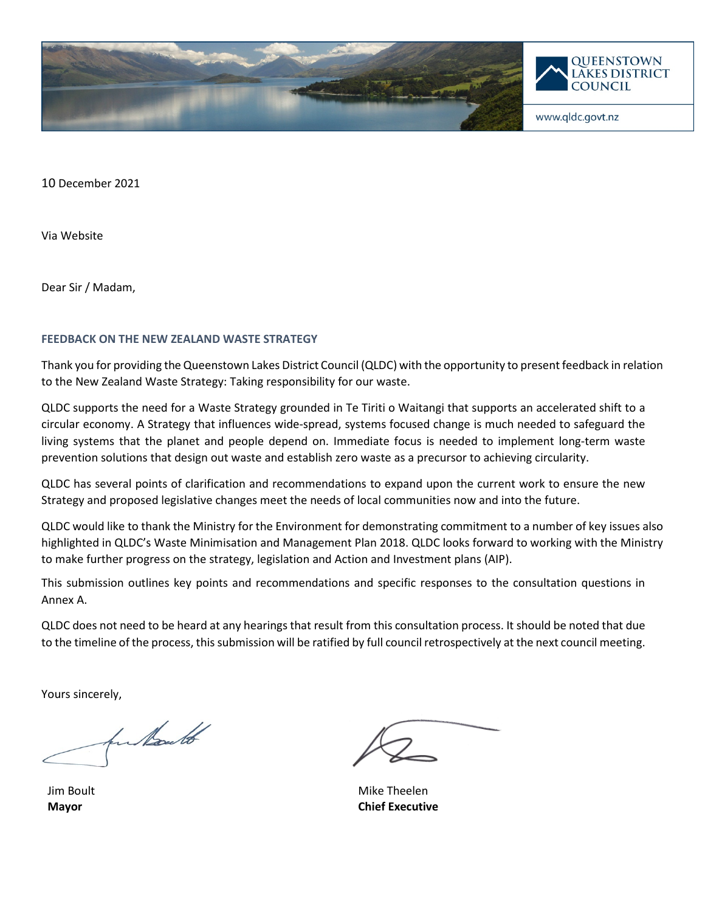QUEENSTOWN LAKES DISTRICT COUNCIL

www.qldc.govt.nz

10 December 2021

Via Website

Dear Sir / Madam,

**FEEDBACK ON THE NEW ZEALAND WASTE STRATEGY**

Thank you for providing the Queenstown Lakes District Council (QLDC) with the opportunity to present feedback in relation to the New Zealand Waste Strategy: Taking responsibility for our waste.

QLDC supports the need for a Waste Strategy grounded in Te Tiriti o Waitangi that supports an accelerated shift to a circular economy. A Strategy that influences wide-spread, systems focused change is much needed to safeguard the living systems that the planet and people depend on. Immediate focus is needed to implement long-term waste prevention solutions that design out waste and establish zero waste as a precursor to achieving circularity.

QLDC has several points of clarification and recommendations to expand upon the current work to ensure the new Strategy and proposed legislative changes meet the needs of local communities now and into the future.

QLDC would like to thank the Ministry for the Environment for demonstrating commitment to a number of key issues also highlighted in QLDC's Waste Minimisation and Management Plan 2018. QLDC looks forward to working with the Ministry to make further progress on the strategy, legislation and Action and Investment plans (AIP).

This submission outlines key points and recommendations and specific responses to the consultation questions in Annex A.

QLDC does not need to be heard at any hearings that result from this consultation process. It should be noted that due to the timeline of the process, this submission will be ratified by full council retrospectively at the next council meeting.

Yours sincerely,

Jim Boult
**Mayor**

Mike Theelen
**Chief Executive**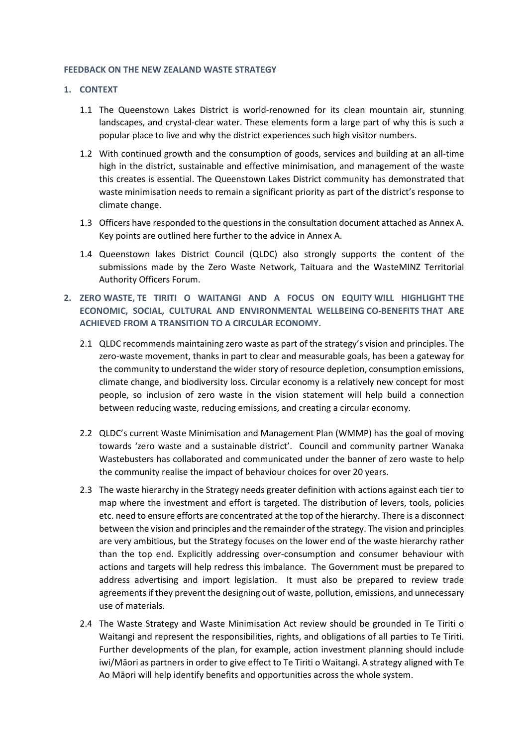**FEEDBACK ON THE NEW ZEALAND WASTE STRATEGY**

## 1. CONTEXT

1.1 The Queenstown Lakes District is world-renowned for its clean mountain air, stunning landscapes, and crystal-clear water. These elements form a large part of why this is such a popular place to live and why the district experiences such high visitor numbers.

1.2 With continued growth and the consumption of goods, services and building at an all-time high in the district, sustainable and effective minimisation, and management of the waste this creates is essential. The Queenstown Lakes District community has demonstrated that waste minimisation needs to remain a significant priority as part of the district's response to climate change.

1.3 Officers have responded to the questions in the consultation document attached as Annex A. Key points are outlined here further to the advice in Annex A.

1.4 Queenstown lakes District Council (QLDC) also strongly supports the content of the submissions made by the Zero Waste Network, Taituara and the WasteMINZ Territorial Authority Officers Forum.

## 2. ZERO WASTE, TE TIRITI O WAITANGI AND A FOCUS ON EQUITY WILL HIGHLIGHT THE ECONOMIC, SOCIAL, CULTURAL AND ENVIRONMENTAL WELLBEING CO-BENEFITS THAT ARE ACHIEVED FROM A TRANSITION TO A CIRCULAR ECONOMY.

2.1 QLDC recommends maintaining zero waste as part of the strategy's vision and principles. The zero-waste movement, thanks in part to clear and measurable goals, has been a gateway for the community to understand the wider story of resource depletion, consumption emissions, climate change, and biodiversity loss. Circular economy is a relatively new concept for most people, so inclusion of zero waste in the vision statement will help build a connection between reducing waste, reducing emissions, and creating a circular economy.

2.2 QLDC's current Waste Minimisation and Management Plan (WMMP) has the goal of moving towards 'zero waste and a sustainable district'. Council and community partner Wanaka Wastebusters has collaborated and communicated under the banner of zero waste to help the community realise the impact of behaviour choices for over 20 years.

2.3 The waste hierarchy in the Strategy needs greater definition with actions against each tier to map where the investment and effort is targeted. The distribution of levers, tools, policies etc. need to ensure efforts are concentrated at the top of the hierarchy. There is a disconnect between the vision and principles and the remainder of the strategy. The vision and principles are very ambitious, but the Strategy focuses on the lower end of the waste hierarchy rather than the top end. Explicitly addressing over-consumption and consumer behaviour with actions and targets will help redress this imbalance. The Government must be prepared to address advertising and import legislation. It must also be prepared to review trade agreements if they prevent the designing out of waste, pollution, emissions, and unnecessary use of materials.

2.4 The Waste Strategy and Waste Minimisation Act review should be grounded in Te Tiriti o Waitangi and represent the responsibilities, rights, and obligations of all parties to Te Tiriti. Further developments of the plan, for example, action investment planning should include iwi/Māori as partners in order to give effect to Te Tiriti o Waitangi. A strategy aligned with Te Ao Māori will help identify benefits and opportunities across the whole system.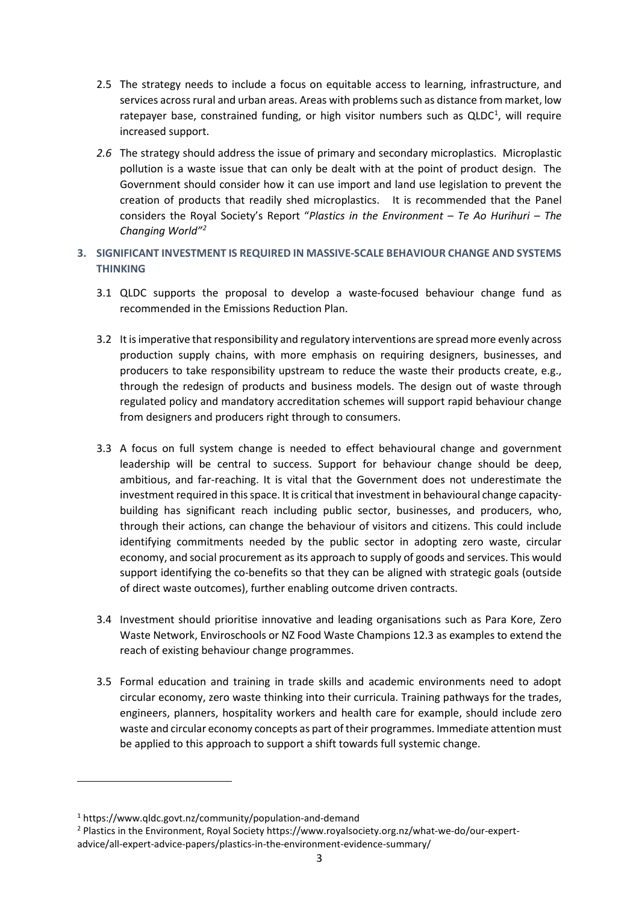2.5 The strategy needs to include a focus on equitable access to learning, infrastructure, and services across rural and urban areas. Areas with problems such as distance from market, low ratepayer base, constrained funding, or high visitor numbers such as QLDC[1], will require increased support.

*2.6* The strategy should address the issue of primary and secondary microplastics. Microplastic pollution is a waste issue that can only be dealt with at the point of product design. The Government should consider how it can use import and land use legislation to prevent the creation of products that readily shed microplastics. It is recommended that the Panel considers the Royal Society's Report "*Plastics in the Environment – Te Ao Hurihuri – The Changing World"*[2]

## 3. SIGNIFICANT INVESTMENT IS REQUIRED IN MASSIVE-SCALE BEHAVIOUR CHANGE AND SYSTEMS THINKING

3.1 QLDC supports the proposal to develop a waste-focused behaviour change fund as recommended in the Emissions Reduction Plan.

3.2 It is imperative that responsibility and regulatory interventions are spread more evenly across production supply chains, with more emphasis on requiring designers, businesses, and producers to take responsibility upstream to reduce the waste their products create, e.g., through the redesign of products and business models. The design out of waste through regulated policy and mandatory accreditation schemes will support rapid behaviour change from designers and producers right through to consumers.

3.3 A focus on full system change is needed to effect behavioural change and government leadership will be central to success. Support for behaviour change should be deep, ambitious, and far-reaching. It is vital that the Government does not underestimate the investment required in this space. It is critical that investment in behavioural change capacity-building has significant reach including public sector, businesses, and producers, who, through their actions, can change the behaviour of visitors and citizens. This could include identifying commitments needed by the public sector in adopting zero waste, circular economy, and social procurement as its approach to supply of goods and services. This would support identifying the co-benefits so that they can be aligned with strategic goals (outside of direct waste outcomes), further enabling outcome driven contracts.

3.4 Investment should prioritise innovative and leading organisations such as Para Kore, Zero Waste Network, Enviroschools or NZ Food Waste Champions 12.3 as examples to extend the reach of existing behaviour change programmes.

3.5 Formal education and training in trade skills and academic environments need to adopt circular economy, zero waste thinking into their curricula. Training pathways for the trades, engineers, planners, hospitality workers and health care for example, should include zero waste and circular economy concepts as part of their programmes. Immediate attention must be applied to this approach to support a shift towards full systemic change.

---

[1] https://www.qldc.govt.nz/community/population-and-demand

[2] Plastics in the Environment, Royal Society https://www.royalsociety.org.nz/what-we-do/our-expert-advice/all-expert-advice-papers/plastics-in-the-environment-evidence-summary/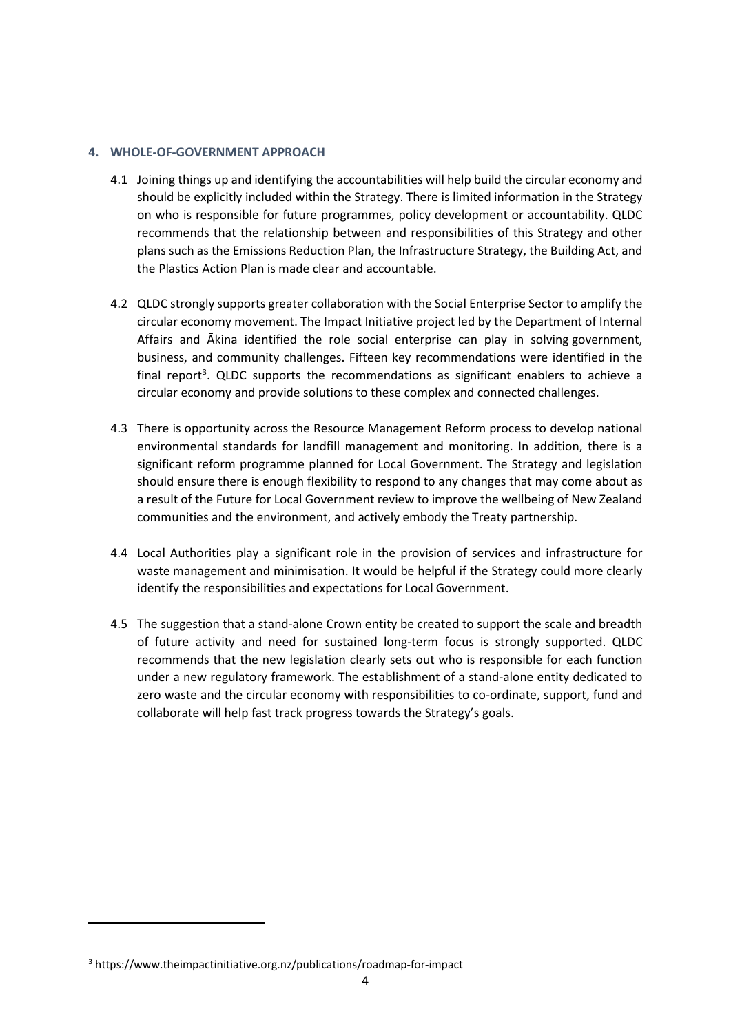## 4. WHOLE-OF-GOVERNMENT APPROACH

4.1 Joining things up and identifying the accountabilities will help build the circular economy and should be explicitly included within the Strategy. There is limited information in the Strategy on who is responsible for future programmes, policy development or accountability. QLDC recommends that the relationship between and responsibilities of this Strategy and other plans such as the Emissions Reduction Plan, the Infrastructure Strategy, the Building Act, and the Plastics Action Plan is made clear and accountable.

4.2 QLDC strongly supports greater collaboration with the Social Enterprise Sector to amplify the circular economy movement. The Impact Initiative project led by the Department of Internal Affairs and Ākina identified the role social enterprise can play in solving government, business, and community challenges. Fifteen key recommendations were identified in the final report[3]. QLDC supports the recommendations as significant enablers to achieve a circular economy and provide solutions to these complex and connected challenges.

4.3 There is opportunity across the Resource Management Reform process to develop national environmental standards for landfill management and monitoring. In addition, there is a significant reform programme planned for Local Government. The Strategy and legislation should ensure there is enough flexibility to respond to any changes that may come about as a result of the Future for Local Government review to improve the wellbeing of New Zealand communities and the environment, and actively embody the Treaty partnership.

4.4 Local Authorities play a significant role in the provision of services and infrastructure for waste management and minimisation. It would be helpful if the Strategy could more clearly identify the responsibilities and expectations for Local Government.

4.5 The suggestion that a stand-alone Crown entity be created to support the scale and breadth of future activity and need for sustained long-term focus is strongly supported. QLDC recommends that the new legislation clearly sets out who is responsible for each function under a new regulatory framework. The establishment of a stand-alone entity dedicated to zero waste and the circular economy with responsibilities to co-ordinate, support, fund and collaborate will help fast track progress towards the Strategy's goals.

---

[3] https://www.theimpactinitiative.org.nz/publications/roadmap-for-impact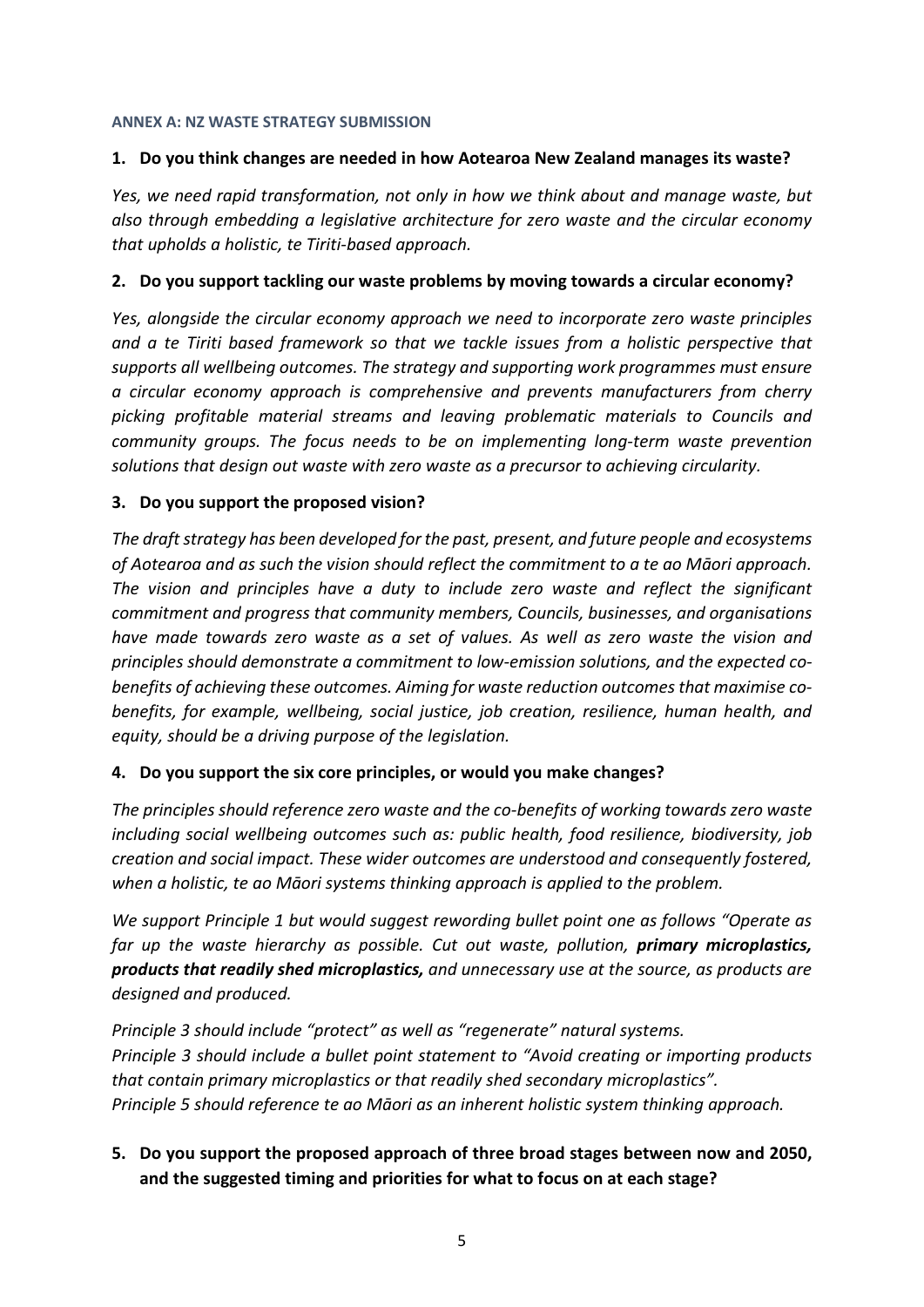#### ANNEX A: NZ WASTE STRATEGY SUBMISSION

**1. Do you think changes are needed in how Aotearoa New Zealand manages its waste?**

*Yes, we need rapid transformation, not only in how we think about and manage waste, but also through embedding a legislative architecture for zero waste and the circular economy that upholds a holistic, te Tiriti-based approach.*

**2. Do you support tackling our waste problems by moving towards a circular economy?**

*Yes, alongside the circular economy approach we need to incorporate zero waste principles and a te Tiriti based framework so that we tackle issues from a holistic perspective that supports all wellbeing outcomes. The strategy and supporting work programmes must ensure a circular economy approach is comprehensive and prevents manufacturers from cherry picking profitable material streams and leaving problematic materials to Councils and community groups. The focus needs to be on implementing long-term waste prevention solutions that design out waste with zero waste as a precursor to achieving circularity.*

**3. Do you support the proposed vision?**

*The draft strategy has been developed for the past, present, and future people and ecosystems of Aotearoa and as such the vision should reflect the commitment to a te ao Māori approach. The vision and principles have a duty to include zero waste and reflect the significant commitment and progress that community members, Councils, businesses, and organisations have made towards zero waste as a set of values. As well as zero waste the vision and principles should demonstrate a commitment to low-emission solutions, and the expected co-benefits of achieving these outcomes. Aiming for waste reduction outcomes that maximise co-benefits, for example, wellbeing, social justice, job creation, resilience, human health, and equity, should be a driving purpose of the legislation.*

**4. Do you support the six core principles, or would you make changes?**

*The principles should reference zero waste and the co-benefits of working towards zero waste including social wellbeing outcomes such as: public health, food resilience, biodiversity, job creation and social impact. These wider outcomes are understood and consequently fostered, when a holistic, te ao Māori systems thinking approach is applied to the problem.*

*We support Principle 1 but would suggest rewording bullet point one as follows "Operate as far up the waste hierarchy as possible. Cut out waste, pollution, **primary microplastics, products that readily shed microplastics,** and unnecessary use at the source, as products are designed and produced.*

*Principle 3 should include "protect" as well as "regenerate" natural systems.*
*Principle 3 should include a bullet point statement to "Avoid creating or importing products that contain primary microplastics or that readily shed secondary microplastics".*
*Principle 5 should reference te ao Māori as an inherent holistic system thinking approach.*

**5. Do you support the proposed approach of three broad stages between now and 2050, and the suggested timing and priorities for what to focus on at each stage?**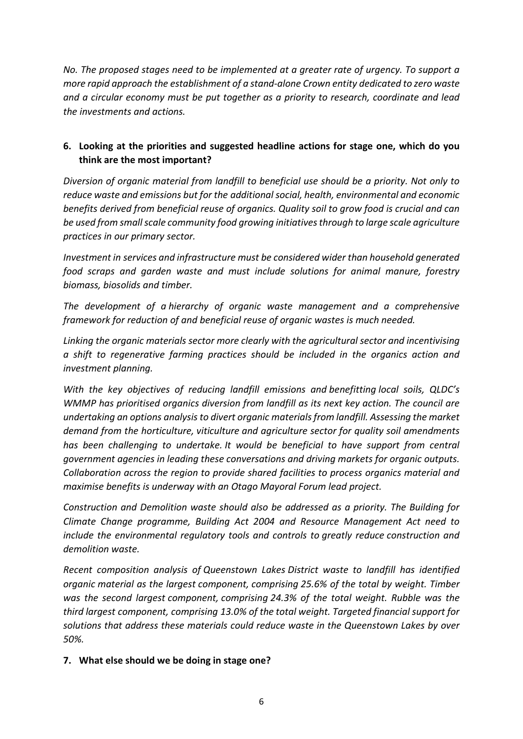*No. The proposed stages need to be implemented at a greater rate of urgency. To support a more rapid approach the establishment of a stand-alone Crown entity dedicated to zero waste and a circular economy must be put together as a priority to research, coordinate and lead the investments and actions.*

**6. Looking at the priorities and suggested headline actions for stage one, which do you think are the most important?**

*Diversion of organic material from landfill to beneficial use should be a priority. Not only to reduce waste and emissions but for the additional social, health, environmental and economic benefits derived from beneficial reuse of organics. Quality soil to grow food is crucial and can be used from small scale community food growing initiatives through to large scale agriculture practices in our primary sector.*

*Investment in services and infrastructure must be considered wider than household generated food scraps and garden waste and must include solutions for animal manure, forestry biomass, biosolids and timber.*

*The development of a hierarchy of organic waste management and a comprehensive framework for reduction of and beneficial reuse of organic wastes is much needed.*

*Linking the organic materials sector more clearly with the agricultural sector and incentivising a shift to regenerative farming practices should be included in the organics action and investment planning.*

*With the key objectives of reducing landfill emissions and benefitting local soils, QLDC's WMMP has prioritised organics diversion from landfill as its next key action. The council are undertaking an options analysis to divert organic materials from landfill. Assessing the market demand from the horticulture, viticulture and agriculture sector for quality soil amendments has been challenging to undertake. It would be beneficial to have support from central government agencies in leading these conversations and driving markets for organic outputs. Collaboration across the region to provide shared facilities to process organics material and maximise benefits is underway with an Otago Mayoral Forum lead project.*

*Construction and Demolition waste should also be addressed as a priority. The Building for Climate Change programme, Building Act 2004 and Resource Management Act need to include the environmental regulatory tools and controls to greatly reduce construction and demolition waste.*

*Recent composition analysis of Queenstown Lakes District waste to landfill has identified organic material as the largest component, comprising 25.6% of the total by weight. Timber was the second largest component, comprising 24.3% of the total weight. Rubble was the third largest component, comprising 13.0% of the total weight. Targeted financial support for solutions that address these materials could reduce waste in the Queenstown Lakes by over 50%.*

**7. What else should we be doing in stage one?**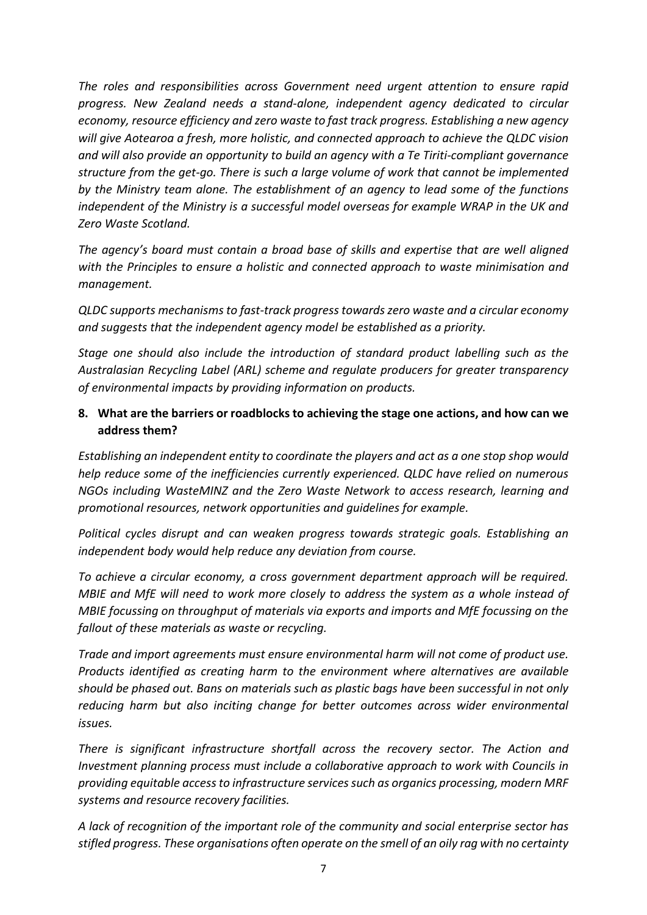*The roles and responsibilities across Government need urgent attention to ensure rapid progress. New Zealand needs a stand-alone, independent agency dedicated to circular economy, resource efficiency and zero waste to fast track progress. Establishing a new agency will give Aotearoa a fresh, more holistic, and connected approach to achieve the QLDC vision and will also provide an opportunity to build an agency with a Te Tiriti-compliant governance structure from the get-go. There is such a large volume of work that cannot be implemented by the Ministry team alone. The establishment of an agency to lead some of the functions independent of the Ministry is a successful model overseas for example WRAP in the UK and Zero Waste Scotland.*

*The agency's board must contain a broad base of skills and expertise that are well aligned with the Principles to ensure a holistic and connected approach to waste minimisation and management.*

*QLDC supports mechanisms to fast-track progress towards zero waste and a circular economy and suggests that the independent agency model be established as a priority.*

*Stage one should also include the introduction of standard product labelling such as the Australasian Recycling Label (ARL) scheme and regulate producers for greater transparency of environmental impacts by providing information on products.*

8. **What are the barriers or roadblocks to achieving the stage one actions, and how can we address them?**

*Establishing an independent entity to coordinate the players and act as a one stop shop would help reduce some of the inefficiencies currently experienced. QLDC have relied on numerous NGOs including WasteMINZ and the Zero Waste Network to access research, learning and promotional resources, network opportunities and guidelines for example.*

*Political cycles disrupt and can weaken progress towards strategic goals. Establishing an independent body would help reduce any deviation from course.*

*To achieve a circular economy, a cross government department approach will be required. MBIE and MfE will need to work more closely to address the system as a whole instead of MBIE focussing on throughput of materials via exports and imports and MfE focussing on the fallout of these materials as waste or recycling.*

*Trade and import agreements must ensure environmental harm will not come of product use. Products identified as creating harm to the environment where alternatives are available should be phased out. Bans on materials such as plastic bags have been successful in not only reducing harm but also inciting change for better outcomes across wider environmental issues.*

*There is significant infrastructure shortfall across the recovery sector. The Action and Investment planning process must include a collaborative approach to work with Councils in providing equitable access to infrastructure services such as organics processing, modern MRF systems and resource recovery facilities.*

*A lack of recognition of the important role of the community and social enterprise sector has stifled progress. These organisations often operate on the smell of an oily rag with no certainty*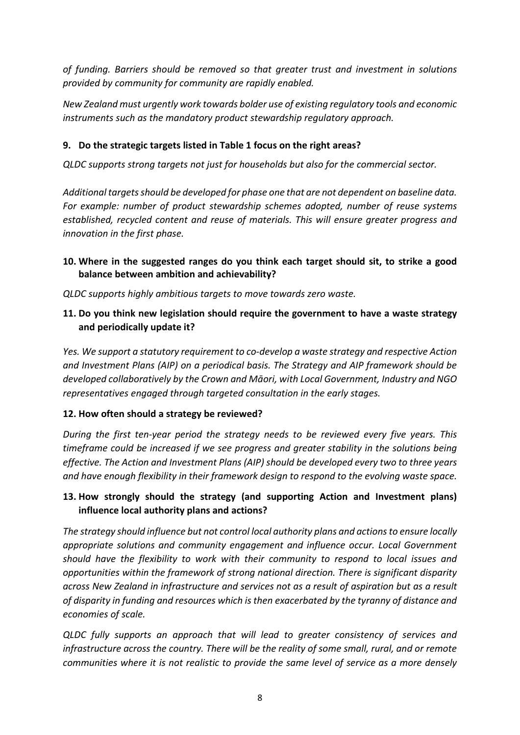*of funding. Barriers should be removed so that greater trust and investment in solutions provided by community for community are rapidly enabled.*

*New Zealand must urgently work towards bolder use of existing regulatory tools and economic instruments such as the mandatory product stewardship regulatory approach.*

**9. Do the strategic targets listed in Table 1 focus on the right areas?**

*QLDC supports strong targets not just for households but also for the commercial sector.*

*Additional targets should be developed for phase one that are not dependent on baseline data. For example: number of product stewardship schemes adopted, number of reuse systems established, recycled content and reuse of materials. This will ensure greater progress and innovation in the first phase.*

**10. Where in the suggested ranges do you think each target should sit, to strike a good balance between ambition and achievability?**

*QLDC supports highly ambitious targets to move towards zero waste.*

**11. Do you think new legislation should require the government to have a waste strategy and periodically update it?**

*Yes. We support a statutory requirement to co-develop a waste strategy and respective Action and Investment Plans (AIP) on a periodical basis. The Strategy and AIP framework should be developed collaboratively by the Crown and Māori, with Local Government, Industry and NGO representatives engaged through targeted consultation in the early stages.*

**12. How often should a strategy be reviewed?**

*During the first ten-year period the strategy needs to be reviewed every five years. This timeframe could be increased if we see progress and greater stability in the solutions being effective. The Action and Investment Plans (AIP) should be developed every two to three years and have enough flexibility in their framework design to respond to the evolving waste space.*

**13. How strongly should the strategy (and supporting Action and Investment plans) influence local authority plans and actions?**

*The strategy should influence but not control local authority plans and actions to ensure locally appropriate solutions and community engagement and influence occur. Local Government should have the flexibility to work with their community to respond to local issues and opportunities within the framework of strong national direction. There is significant disparity across New Zealand in infrastructure and services not as a result of aspiration but as a result of disparity in funding and resources which is then exacerbated by the tyranny of distance and economies of scale.*

*QLDC fully supports an approach that will lead to greater consistency of services and infrastructure across the country. There will be the reality of some small, rural, and or remote communities where it is not realistic to provide the same level of service as a more densely*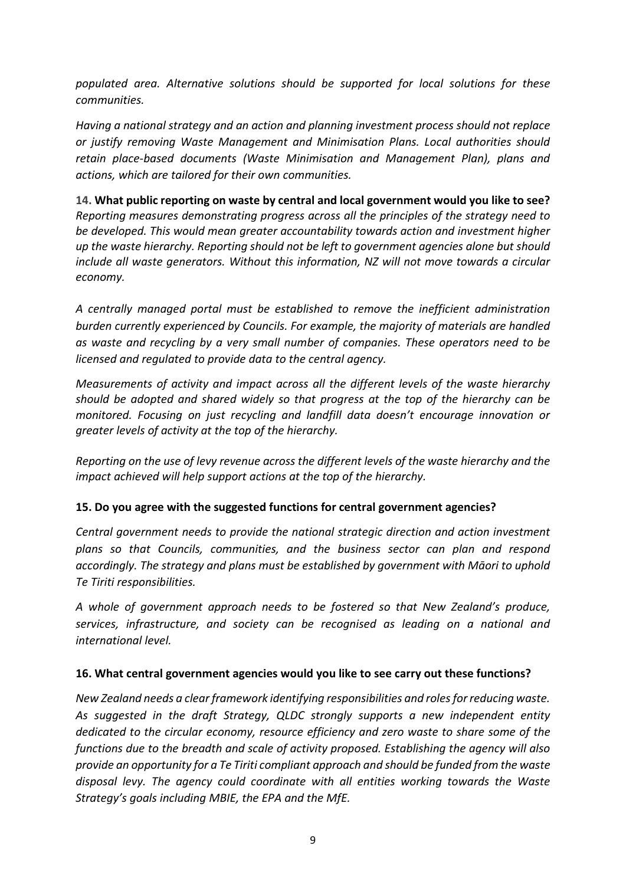*populated area. Alternative solutions should be supported for local solutions for these communities.*

*Having a national strategy and an action and planning investment process should not replace or justify removing Waste Management and Minimisation Plans. Local authorities should retain place-based documents (Waste Minimisation and Management Plan), plans and actions, which are tailored for their own communities.*

**14. What public reporting on waste by central and local government would you like to see?**
*Reporting measures demonstrating progress across all the principles of the strategy need to be developed. This would mean greater accountability towards action and investment higher up the waste hierarchy. Reporting should not be left to government agencies alone but should include all waste generators. Without this information, NZ will not move towards a circular economy.*

*A centrally managed portal must be established to remove the inefficient administration burden currently experienced by Councils. For example, the majority of materials are handled as waste and recycling by a very small number of companies. These operators need to be licensed and regulated to provide data to the central agency.*

*Measurements of activity and impact across all the different levels of the waste hierarchy should be adopted and shared widely so that progress at the top of the hierarchy can be monitored. Focusing on just recycling and landfill data doesn't encourage innovation or greater levels of activity at the top of the hierarchy.*

*Reporting on the use of levy revenue across the different levels of the waste hierarchy and the impact achieved will help support actions at the top of the hierarchy.*

**15. Do you agree with the suggested functions for central government agencies?**

*Central government needs to provide the national strategic direction and action investment plans so that Councils, communities, and the business sector can plan and respond accordingly. The strategy and plans must be established by government with Māori to uphold Te Tiriti responsibilities.*

*A whole of government approach needs to be fostered so that New Zealand's produce, services, infrastructure, and society can be recognised as leading on a national and international level.*

**16. What central government agencies would you like to see carry out these functions?**

*New Zealand needs a clear framework identifying responsibilities and roles for reducing waste. As suggested in the draft Strategy, QLDC strongly supports a new independent entity dedicated to the circular economy, resource efficiency and zero waste to share some of the functions due to the breadth and scale of activity proposed. Establishing the agency will also provide an opportunity for a Te Tiriti compliant approach and should be funded from the waste disposal levy. The agency could coordinate with all entities working towards the Waste Strategy's goals including MBIE, the EPA and the MfE.*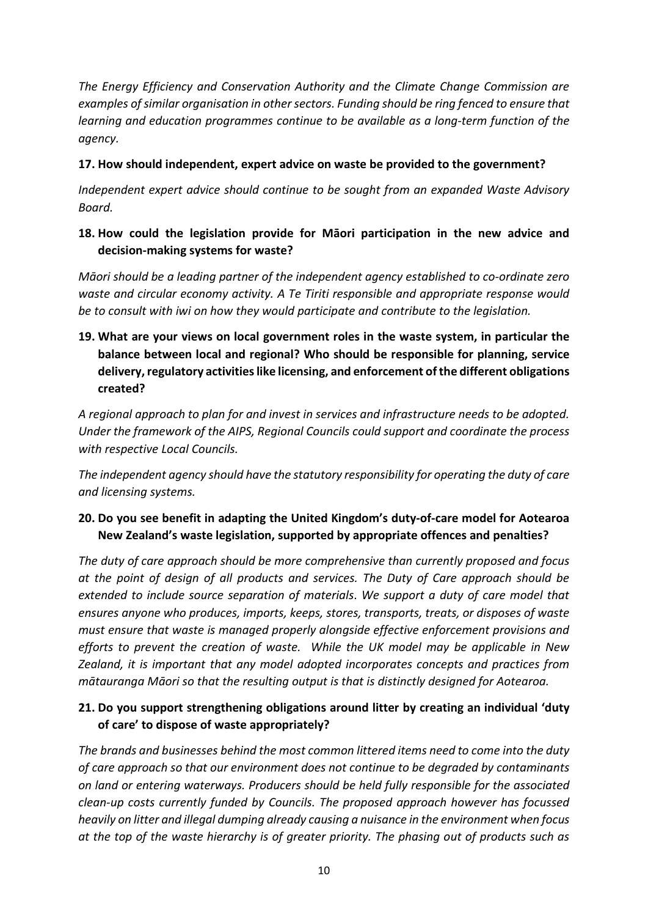*The Energy Efficiency and Conservation Authority and the Climate Change Commission are examples of similar organisation in other sectors. Funding should be ring fenced to ensure that learning and education programmes continue to be available as a long-term function of the agency.*

**17. How should independent, expert advice on waste be provided to the government?**

*Independent expert advice should continue to be sought from an expanded Waste Advisory Board.*

**18. How could the legislation provide for Māori participation in the new advice and decision-making systems for waste?**

*Māori should be a leading partner of the independent agency established to co-ordinate zero waste and circular economy activity. A Te Tiriti responsible and appropriate response would be to consult with iwi on how they would participate and contribute to the legislation.*

**19. What are your views on local government roles in the waste system, in particular the balance between local and regional? Who should be responsible for planning, service delivery, regulatory activities like licensing, and enforcement of the different obligations created?**

*A regional approach to plan for and invest in services and infrastructure needs to be adopted. Under the framework of the AIPS, Regional Councils could support and coordinate the process with respective Local Councils.*

*The independent agency should have the statutory responsibility for operating the duty of care and licensing systems.*

**20. Do you see benefit in adapting the United Kingdom's duty-of-care model for Aotearoa New Zealand's waste legislation, supported by appropriate offences and penalties?**

*The duty of care approach should be more comprehensive than currently proposed and focus at the point of design of all products and services. The Duty of Care approach should be extended to include source separation of materials. We support a duty of care model that ensures anyone who produces, imports, keeps, stores, transports, treats, or disposes of waste must ensure that waste is managed properly alongside effective enforcement provisions and efforts to prevent the creation of waste. While the UK model may be applicable in New Zealand, it is important that any model adopted incorporates concepts and practices from mātauranga Māori so that the resulting output is that is distinctly designed for Aotearoa.*

**21. Do you support strengthening obligations around litter by creating an individual 'duty of care' to dispose of waste appropriately?**

*The brands and businesses behind the most common littered items need to come into the duty of care approach so that our environment does not continue to be degraded by contaminants on land or entering waterways. Producers should be held fully responsible for the associated clean-up costs currently funded by Councils. The proposed approach however has focussed heavily on litter and illegal dumping already causing a nuisance in the environment when focus at the top of the waste hierarchy is of greater priority. The phasing out of products such as*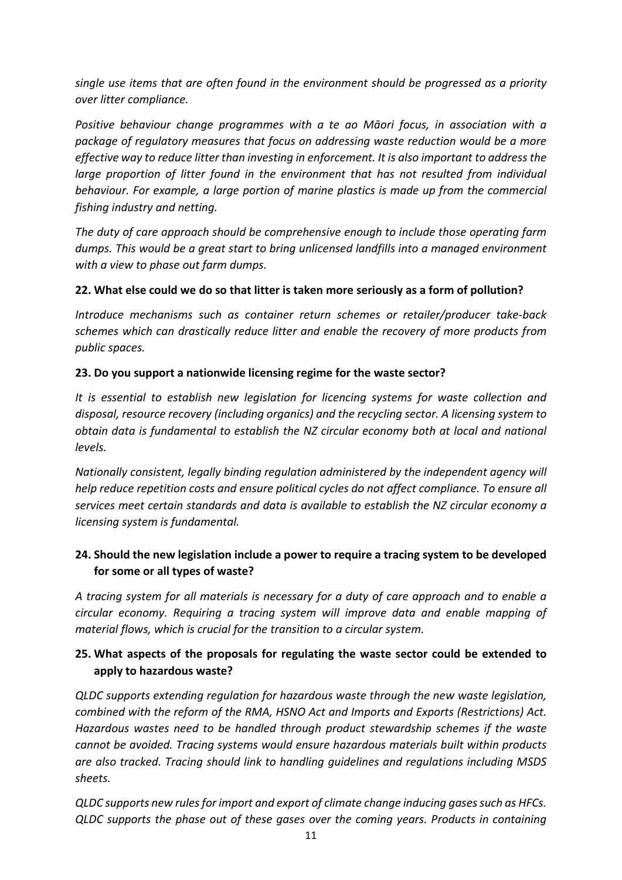*single use items that are often found in the environment should be progressed as a priority over litter compliance.*

*Positive behaviour change programmes with a te ao Māori focus, in association with a package of regulatory measures that focus on addressing waste reduction would be a more effective way to reduce litter than investing in enforcement. It is also important to address the large proportion of litter found in the environment that has not resulted from individual behaviour. For example, a large portion of marine plastics is made up from the commercial fishing industry and netting.*

*The duty of care approach should be comprehensive enough to include those operating farm dumps. This would be a great start to bring unlicensed landfills into a managed environment with a view to phase out farm dumps.*

**22. What else could we do so that litter is taken more seriously as a form of pollution?**

*Introduce mechanisms such as container return schemes or retailer/producer take-back schemes which can drastically reduce litter and enable the recovery of more products from public spaces.*

**23. Do you support a nationwide licensing regime for the waste sector?**

*It is essential to establish new legislation for licencing systems for waste collection and disposal, resource recovery (including organics) and the recycling sector. A licensing system to obtain data is fundamental to establish the NZ circular economy both at local and national levels.*

*Nationally consistent, legally binding regulation administered by the independent agency will help reduce repetition costs and ensure political cycles do not affect compliance. To ensure all services meet certain standards and data is available to establish the NZ circular economy a licensing system is fundamental.*

**24. Should the new legislation include a power to require a tracing system to be developed for some or all types of waste?**

*A tracing system for all materials is necessary for a duty of care approach and to enable a circular economy. Requiring a tracing system will improve data and enable mapping of material flows, which is crucial for the transition to a circular system.*

**25. What aspects of the proposals for regulating the waste sector could be extended to apply to hazardous waste?**

*QLDC supports extending regulation for hazardous waste through the new waste legislation, combined with the reform of the RMA, HSNO Act and Imports and Exports (Restrictions) Act. Hazardous wastes need to be handled through product stewardship schemes if the waste cannot be avoided. Tracing systems would ensure hazardous materials built within products are also tracked. Tracing should link to handling guidelines and regulations including MSDS sheets.*

*QLDC supports new rules for import and export of climate change inducing gases such as HFCs. QLDC supports the phase out of these gases over the coming years. Products in containing*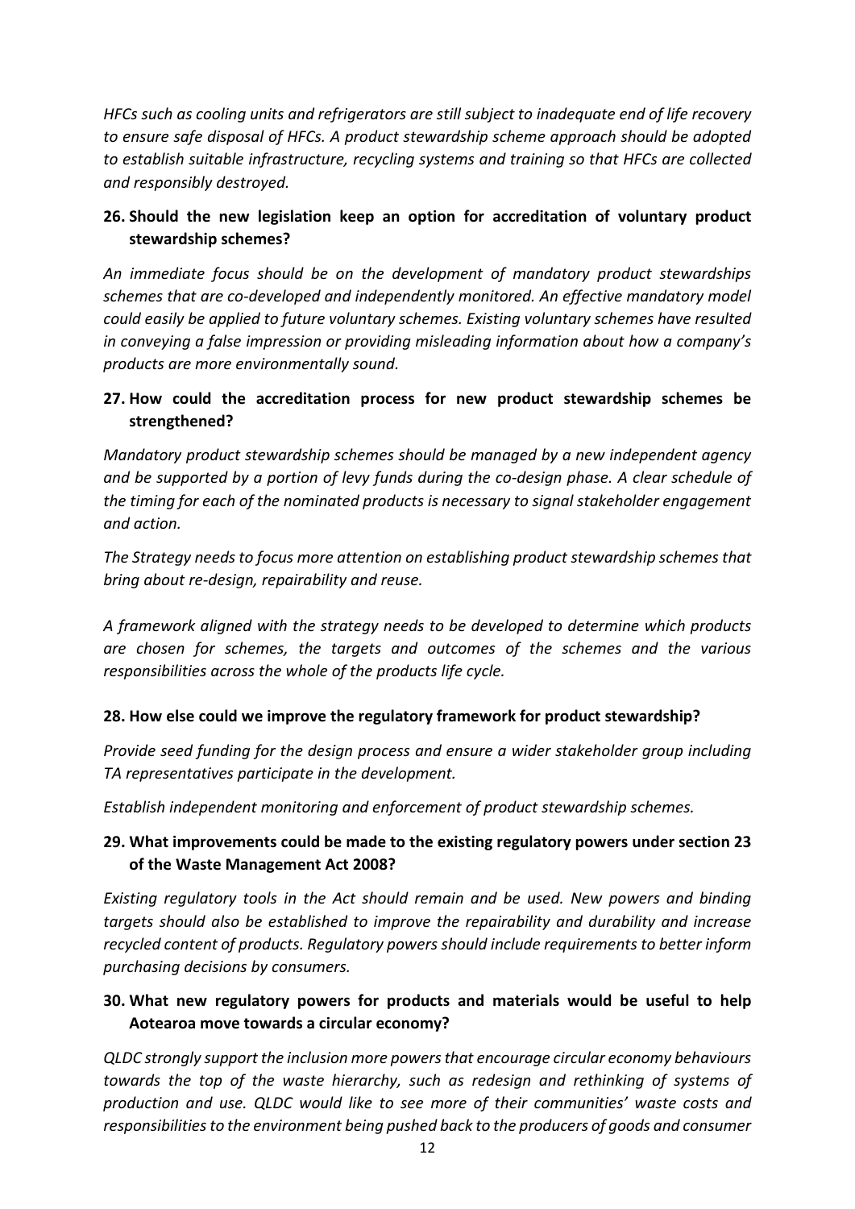*HFCs such as cooling units and refrigerators are still subject to inadequate end of life recovery to ensure safe disposal of HFCs. A product stewardship scheme approach should be adopted to establish suitable infrastructure, recycling systems and training so that HFCs are collected and responsibly destroyed.*

**26. Should the new legislation keep an option for accreditation of voluntary product stewardship schemes?**

*An immediate focus should be on the development of mandatory product stewardships schemes that are co-developed and independently monitored. An effective mandatory model could easily be applied to future voluntary schemes. Existing voluntary schemes have resulted in conveying a false impression or providing misleading information about how a company's products are more environmentally sound.*

**27. How could the accreditation process for new product stewardship schemes be strengthened?**

*Mandatory product stewardship schemes should be managed by a new independent agency and be supported by a portion of levy funds during the co-design phase. A clear schedule of the timing for each of the nominated products is necessary to signal stakeholder engagement and action.*

*The Strategy needs to focus more attention on establishing product stewardship schemes that bring about re-design, repairability and reuse.*

*A framework aligned with the strategy needs to be developed to determine which products are chosen for schemes, the targets and outcomes of the schemes and the various responsibilities across the whole of the products life cycle.*

**28. How else could we improve the regulatory framework for product stewardship?**

*Provide seed funding for the design process and ensure a wider stakeholder group including TA representatives participate in the development.*

*Establish independent monitoring and enforcement of product stewardship schemes.*

**29. What improvements could be made to the existing regulatory powers under section 23 of the Waste Management Act 2008?**

*Existing regulatory tools in the Act should remain and be used. New powers and binding targets should also be established to improve the repairability and durability and increase recycled content of products. Regulatory powers should include requirements to better inform purchasing decisions by consumers.*

**30. What new regulatory powers for products and materials would be useful to help Aotearoa move towards a circular economy?**

*QLDC strongly support the inclusion more powers that encourage circular economy behaviours towards the top of the waste hierarchy, such as redesign and rethinking of systems of production and use. QLDC would like to see more of their communities' waste costs and responsibilities to the environment being pushed back to the producers of goods and consumer*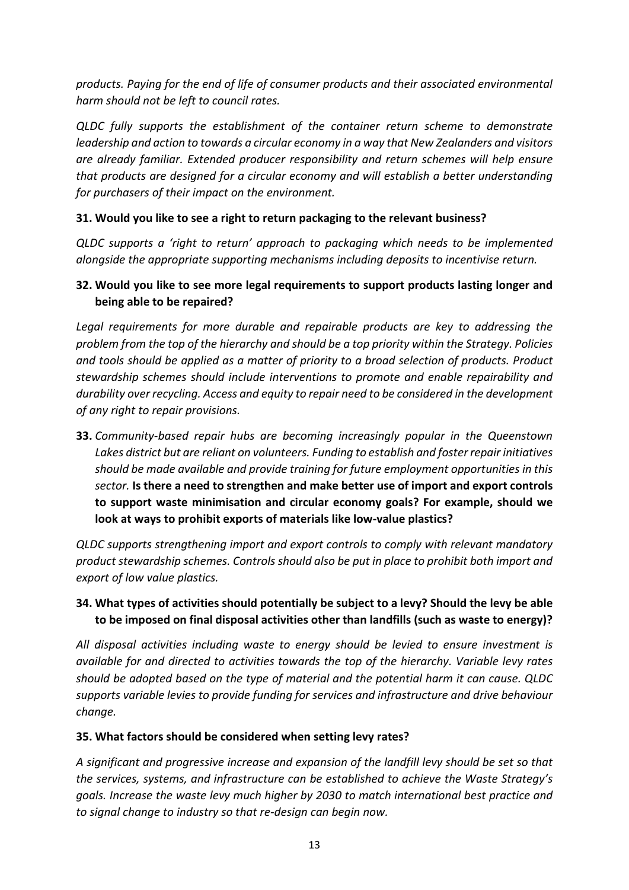*products. Paying for the end of life of consumer products and their associated environmental harm should not be left to council rates.*

*QLDC fully supports the establishment of the container return scheme to demonstrate leadership and action to towards a circular economy in a way that New Zealanders and visitors are already familiar. Extended producer responsibility and return schemes will help ensure that products are designed for a circular economy and will establish a better understanding for purchasers of their impact on the environment.*

**31. Would you like to see a right to return packaging to the relevant business?**

*QLDC supports a 'right to return' approach to packaging which needs to be implemented alongside the appropriate supporting mechanisms including deposits to incentivise return.*

**32. Would you like to see more legal requirements to support products lasting longer and being able to be repaired?**

*Legal requirements for more durable and repairable products are key to addressing the problem from the top of the hierarchy and should be a top priority within the Strategy. Policies and tools should be applied as a matter of priority to a broad selection of products. Product stewardship schemes should include interventions to promote and enable repairability and durability over recycling. Access and equity to repair need to be considered in the development of any right to repair provisions.*

**33.** *Community-based repair hubs are becoming increasingly popular in the Queenstown Lakes district but are reliant on volunteers. Funding to establish and foster repair initiatives should be made available and provide training for future employment opportunities in this sector.* **Is there a need to strengthen and make better use of import and export controls to support waste minimisation and circular economy goals? For example, should we look at ways to prohibit exports of materials like low-value plastics?**

*QLDC supports strengthening import and export controls to comply with relevant mandatory product stewardship schemes. Controls should also be put in place to prohibit both import and export of low value plastics.*

**34. What types of activities should potentially be subject to a levy? Should the levy be able to be imposed on final disposal activities other than landfills (such as waste to energy)?**

*All disposal activities including waste to energy should be levied to ensure investment is available for and directed to activities towards the top of the hierarchy. Variable levy rates should be adopted based on the type of material and the potential harm it can cause. QLDC supports variable levies to provide funding for services and infrastructure and drive behaviour change.*

**35. What factors should be considered when setting levy rates?**

*A significant and progressive increase and expansion of the landfill levy should be set so that the services, systems, and infrastructure can be established to achieve the Waste Strategy's goals. Increase the waste levy much higher by 2030 to match international best practice and to signal change to industry so that re-design can begin now.*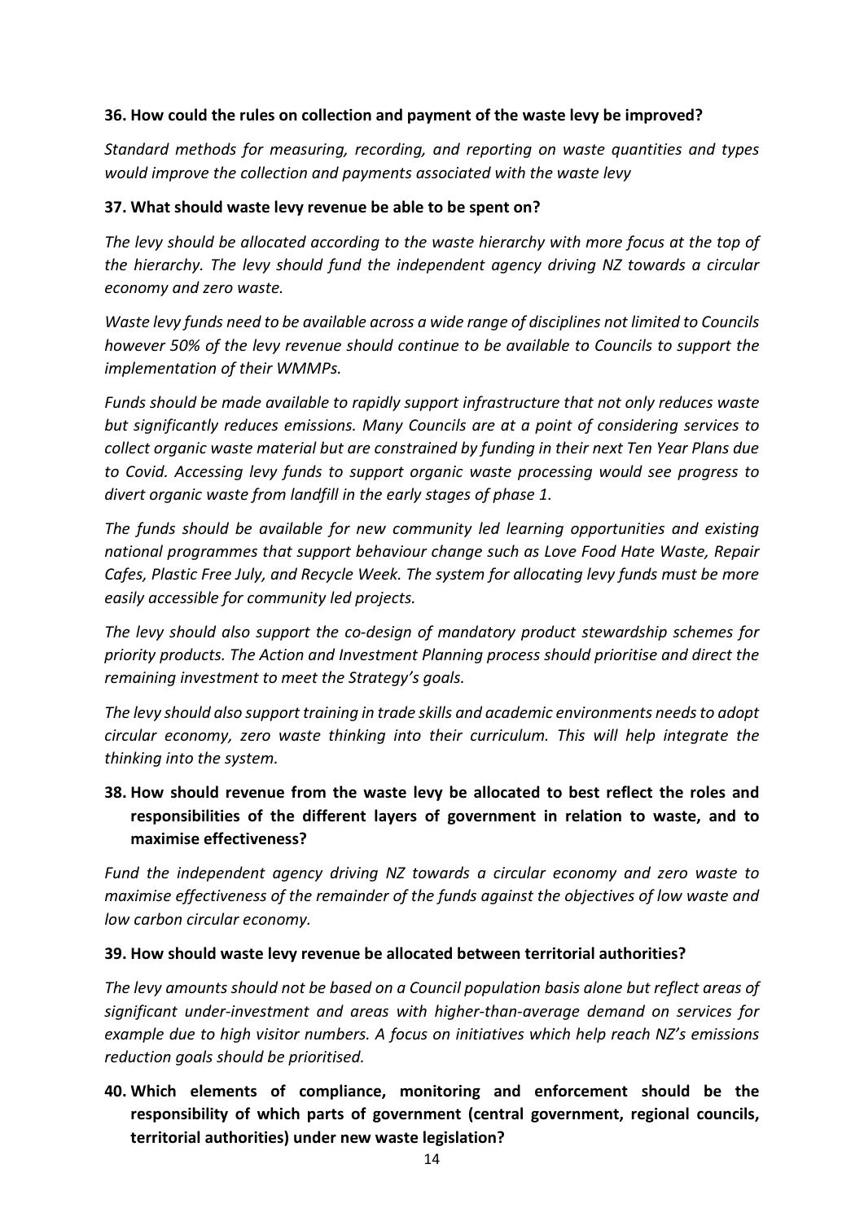**36. How could the rules on collection and payment of the waste levy be improved?**

*Standard methods for measuring, recording, and reporting on waste quantities and types would improve the collection and payments associated with the waste levy*

**37. What should waste levy revenue be able to be spent on?**

*The levy should be allocated according to the waste hierarchy with more focus at the top of the hierarchy. The levy should fund the independent agency driving NZ towards a circular economy and zero waste.*

*Waste levy funds need to be available across a wide range of disciplines not limited to Councils however 50% of the levy revenue should continue to be available to Councils to support the implementation of their WMMPs.*

*Funds should be made available to rapidly support infrastructure that not only reduces waste but significantly reduces emissions. Many Councils are at a point of considering services to collect organic waste material but are constrained by funding in their next Ten Year Plans due to Covid. Accessing levy funds to support organic waste processing would see progress to divert organic waste from landfill in the early stages of phase 1.*

*The funds should be available for new community led learning opportunities and existing national programmes that support behaviour change such as Love Food Hate Waste, Repair Cafes, Plastic Free July, and Recycle Week. The system for allocating levy funds must be more easily accessible for community led projects.*

*The levy should also support the co-design of mandatory product stewardship schemes for priority products. The Action and Investment Planning process should prioritise and direct the remaining investment to meet the Strategy's goals.*

*The levy should also support training in trade skills and academic environments needs to adopt circular economy, zero waste thinking into their curriculum. This will help integrate the thinking into the system.*

**38. How should revenue from the waste levy be allocated to best reflect the roles and responsibilities of the different layers of government in relation to waste, and to maximise effectiveness?**

*Fund the independent agency driving NZ towards a circular economy and zero waste to maximise effectiveness of the remainder of the funds against the objectives of low waste and low carbon circular economy.*

**39. How should waste levy revenue be allocated between territorial authorities?**

*The levy amounts should not be based on a Council population basis alone but reflect areas of significant under-investment and areas with higher-than-average demand on services for example due to high visitor numbers. A focus on initiatives which help reach NZ's emissions reduction goals should be prioritised.*

**40. Which elements of compliance, monitoring and enforcement should be the responsibility of which parts of government (central government, regional councils, territorial authorities) under new waste legislation?**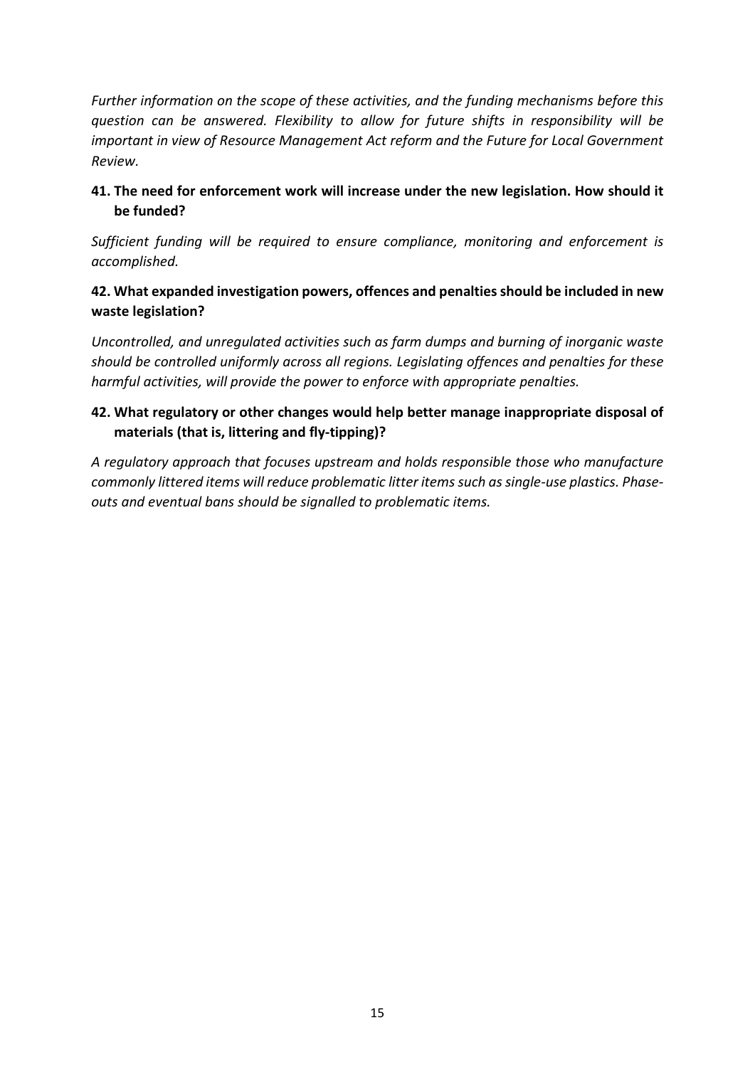*Further information on the scope of these activities, and the funding mechanisms before this question can be answered. Flexibility to allow for future shifts in responsibility will be important in view of Resource Management Act reform and the Future for Local Government Review.*

**41. The need for enforcement work will increase under the new legislation. How should it be funded?**

*Sufficient funding will be required to ensure compliance, monitoring and enforcement is accomplished.*

**42. What expanded investigation powers, offences and penalties should be included in new waste legislation?**

*Uncontrolled, and unregulated activities such as farm dumps and burning of inorganic waste should be controlled uniformly across all regions. Legislating offences and penalties for these harmful activities, will provide the power to enforce with appropriate penalties.*

**42. What regulatory or other changes would help better manage inappropriate disposal of materials (that is, littering and fly-tipping)?**

*A regulatory approach that focuses upstream and holds responsible those who manufacture commonly littered items will reduce problematic litter items such as single-use plastics. Phase-outs and eventual bans should be signalled to problematic items.*